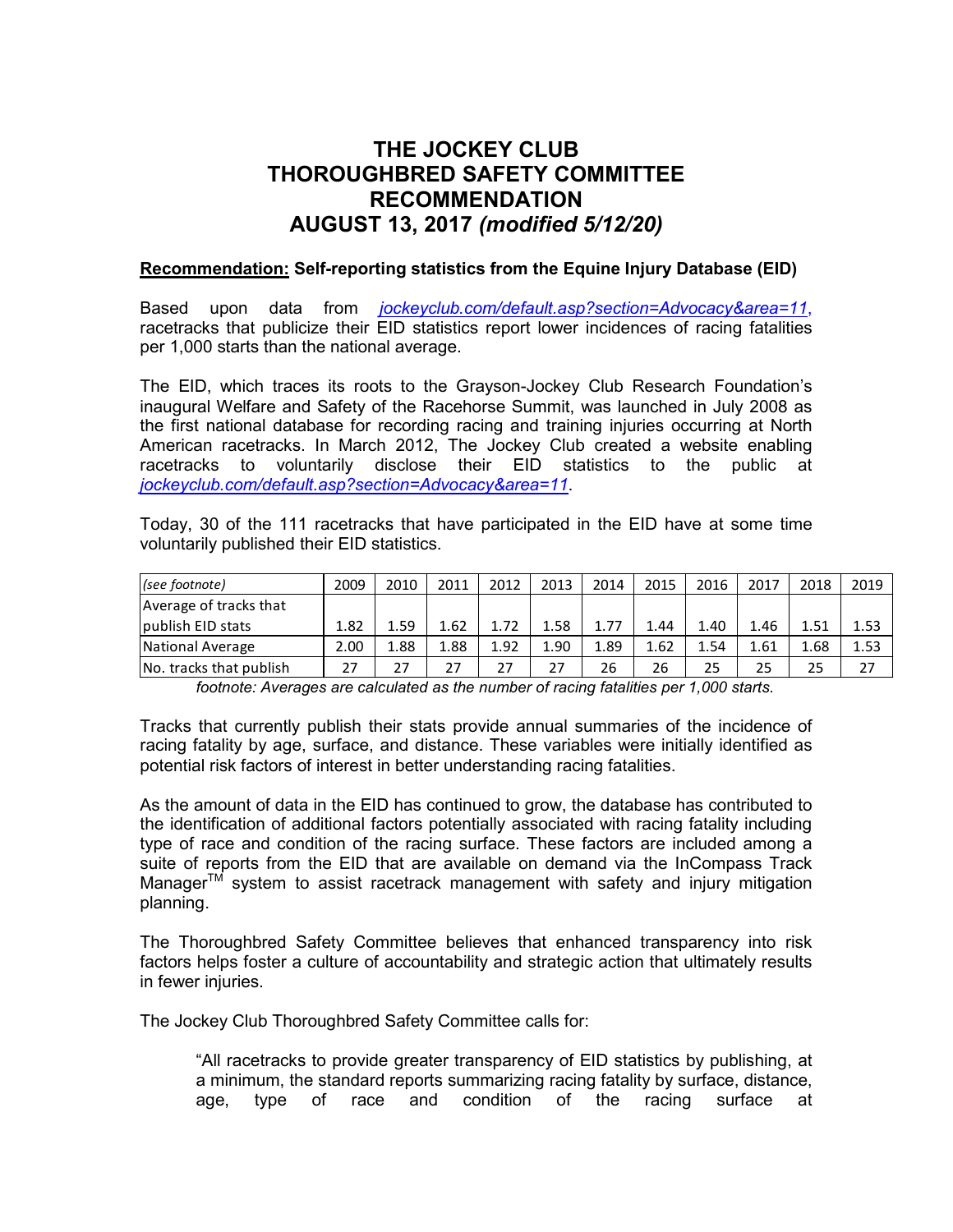# THE JOCKEY CLUB
# THOROUGHBRED SAFETY COMMITTEE
# RECOMMENDATION
# AUGUST 13, 2017 *(modified 5/12/20)*

**Recommendation: Self-reporting statistics from the Equine Injury Database (EID)**

Based upon data from *jockeyclub.com/default.asp?section=Advocacy&area=11*, racetracks that publicize their EID statistics report lower incidences of racing fatalities per 1,000 starts than the national average.

The EID, which traces its roots to the Grayson-Jockey Club Research Foundation's inaugural Welfare and Safety of the Racehorse Summit, was launched in July 2008 as the first national database for recording racing and training injuries occurring at North American racetracks. In March 2012, The Jockey Club created a website enabling racetracks to voluntarily disclose their EID statistics to the public at *jockeyclub.com/default.asp?section=Advocacy&area=11*.

Today, 30 of the 111 racetracks that have participated in the EID have at some time voluntarily published their EID statistics.

| *(see footnote)* | 2009 | 2010 | 2011 | 2012 | 2013 | 2014 | 2015 | 2016 | 2017 | 2018 | 2019 |
|---|---|---|---|---|---|---|---|---|---|---|---|
| Average of tracks that publish EID stats | 1.82 | 1.59 | 1.62 | 1.72 | 1.58 | 1.77 | 1.44 | 1.40 | 1.46 | 1.51 | 1.53 |
| National Average | 2.00 | 1.88 | 1.88 | 1.92 | 1.90 | 1.89 | 1.62 | 1.54 | 1.61 | 1.68 | 1.53 |
| No. tracks that publish | 27 | 27 | 27 | 27 | 27 | 26 | 26 | 25 | 25 | 25 | 27 |

*footnote: Averages are calculated as the number of racing fatalities per 1,000 starts.*

Tracks that currently publish their stats provide annual summaries of the incidence of racing fatality by age, surface, and distance. These variables were initially identified as potential risk factors of interest in better understanding racing fatalities.

As the amount of data in the EID has continued to grow, the database has contributed to the identification of additional factors potentially associated with racing fatality including type of race and condition of the racing surface. These factors are included among a suite of reports from the EID that are available on demand via the InCompass Track Manager™ system to assist racetrack management with safety and injury mitigation planning.

The Thoroughbred Safety Committee believes that enhanced transparency into risk factors helps foster a culture of accountability and strategic action that ultimately results in fewer injuries.

The Jockey Club Thoroughbred Safety Committee calls for:

> "All racetracks to provide greater transparency of EID statistics by publishing, at a minimum, the standard reports summarizing racing fatality by surface, distance, age, type of race and condition of the racing surface at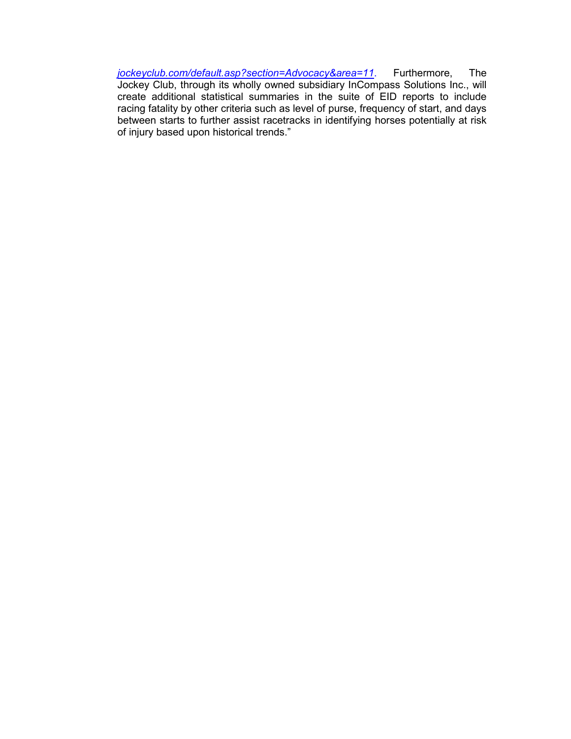*jockeyclub.com/default.asp?section=Advocacy&area=11*. Furthermore, The Jockey Club, through its wholly owned subsidiary InCompass Solutions Inc., will create additional statistical summaries in the suite of EID reports to include racing fatality by other criteria such as level of purse, frequency of start, and days between starts to further assist racetracks in identifying horses potentially at risk of injury based upon historical trends."